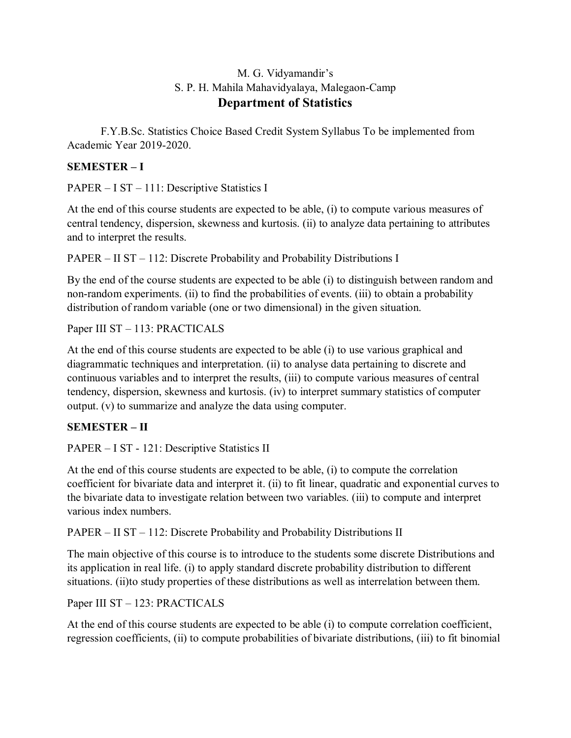M. G. Vidyamandir's

S. P. H. Mahila Mahavidyalaya, Malegaon-Camp

# Department of Statistics

F.Y.B.Sc. Statistics Choice Based Credit System Syllabus To be implemented from Academic Year 2019-2020.

**SEMESTER – I**

PAPER – I ST – 111: Descriptive Statistics I

At the end of this course students are expected to be able, (i) to compute various measures of central tendency, dispersion, skewness and kurtosis. (ii) to analyze data pertaining to attributes and to interpret the results.

PAPER – II ST – 112: Discrete Probability and Probability Distributions I

By the end of the course students are expected to be able (i) to distinguish between random and non-random experiments. (ii) to find the probabilities of events. (iii) to obtain a probability distribution of random variable (one or two dimensional) in the given situation.

Paper III ST – 113: PRACTICALS

At the end of this course students are expected to be able (i) to use various graphical and diagrammatic techniques and interpretation. (ii) to analyse data pertaining to discrete and continuous variables and to interpret the results, (iii) to compute various measures of central tendency, dispersion, skewness and kurtosis. (iv) to interpret summary statistics of computer output. (v) to summarize and analyze the data using computer.

**SEMESTER – II**

PAPER – I ST - 121: Descriptive Statistics II

At the end of this course students are expected to be able, (i) to compute the correlation coefficient for bivariate data and interpret it. (ii) to fit linear, quadratic and exponential curves to the bivariate data to investigate relation between two variables. (iii) to compute and interpret various index numbers.

PAPER – II ST – 112: Discrete Probability and Probability Distributions II

The main objective of this course is to introduce to the students some discrete Distributions and its application in real life. (i) to apply standard discrete probability distribution to different situations. (ii)to study properties of these distributions as well as interrelation between them.

Paper III ST – 123: PRACTICALS

At the end of this course students are expected to be able (i) to compute correlation coefficient, regression coefficients, (ii) to compute probabilities of bivariate distributions, (iii) to fit binomial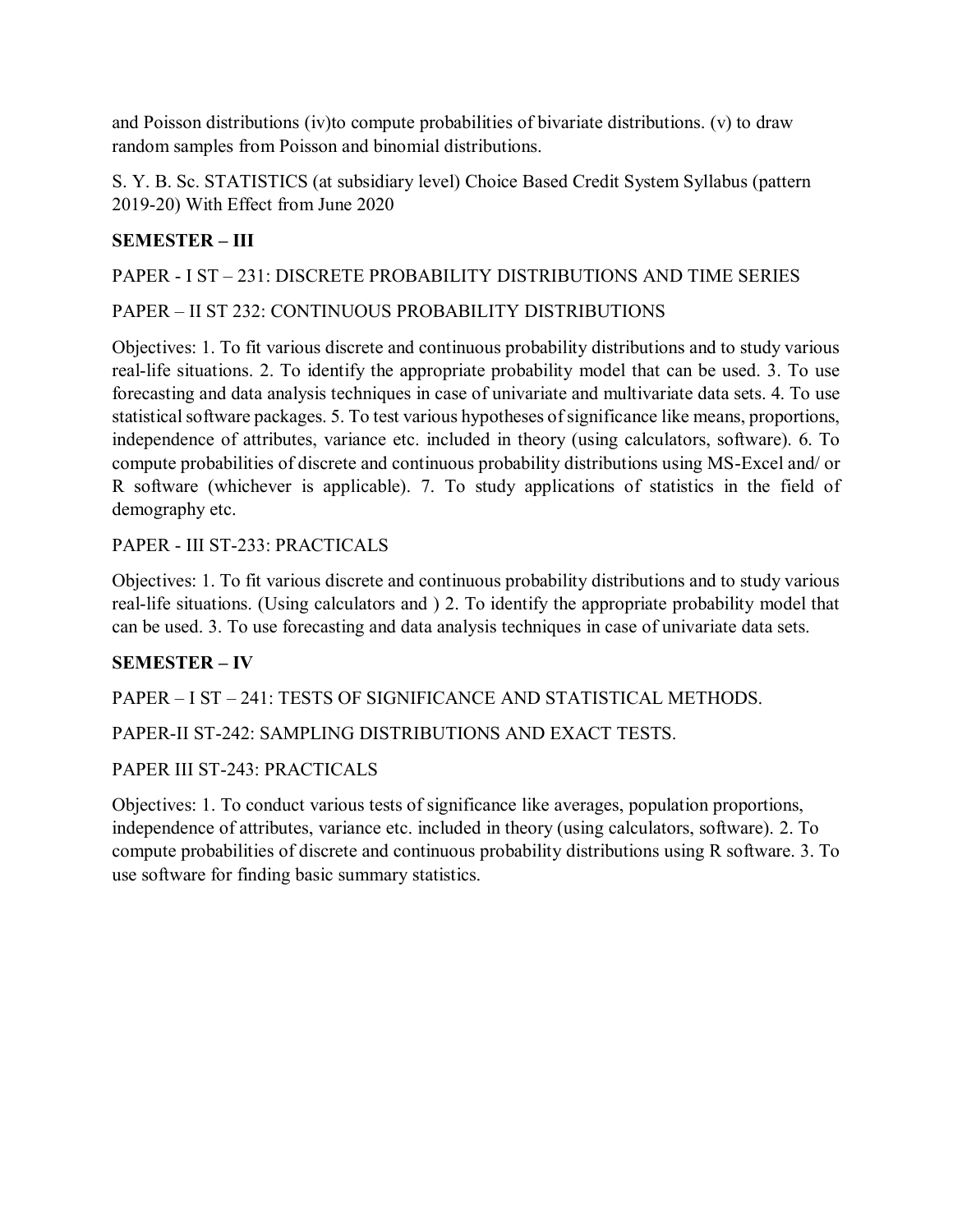and Poisson distributions (iv)to compute probabilities of bivariate distributions. (v) to draw random samples from Poisson and binomial distributions.

S. Y. B. Sc. STATISTICS (at subsidiary level) Choice Based Credit System Syllabus (pattern 2019-20) With Effect from June 2020

**SEMESTER – III**

PAPER - I ST – 231: DISCRETE PROBABILITY DISTRIBUTIONS AND TIME SERIES

PAPER – II ST 232: CONTINUOUS PROBABILITY DISTRIBUTIONS

Objectives: 1. To fit various discrete and continuous probability distributions and to study various real-life situations. 2. To identify the appropriate probability model that can be used. 3. To use forecasting and data analysis techniques in case of univariate and multivariate data sets. 4. To use statistical software packages. 5. To test various hypotheses of significance like means, proportions, independence of attributes, variance etc. included in theory (using calculators, software). 6. To compute probabilities of discrete and continuous probability distributions using MS-Excel and/ or R software (whichever is applicable). 7. To study applications of statistics in the field of demography etc.

PAPER - III ST-233: PRACTICALS

Objectives: 1. To fit various discrete and continuous probability distributions and to study various real-life situations. (Using calculators and ) 2. To identify the appropriate probability model that can be used. 3. To use forecasting and data analysis techniques in case of univariate data sets.

**SEMESTER – IV**

PAPER – I ST – 241: TESTS OF SIGNIFICANCE AND STATISTICAL METHODS.

PAPER-II ST-242: SAMPLING DISTRIBUTIONS AND EXACT TESTS.

PAPER III ST-243: PRACTICALS

Objectives: 1. To conduct various tests of significance like averages, population proportions, independence of attributes, variance etc. included in theory (using calculators, software). 2. To compute probabilities of discrete and continuous probability distributions using R software. 3. To use software for finding basic summary statistics.